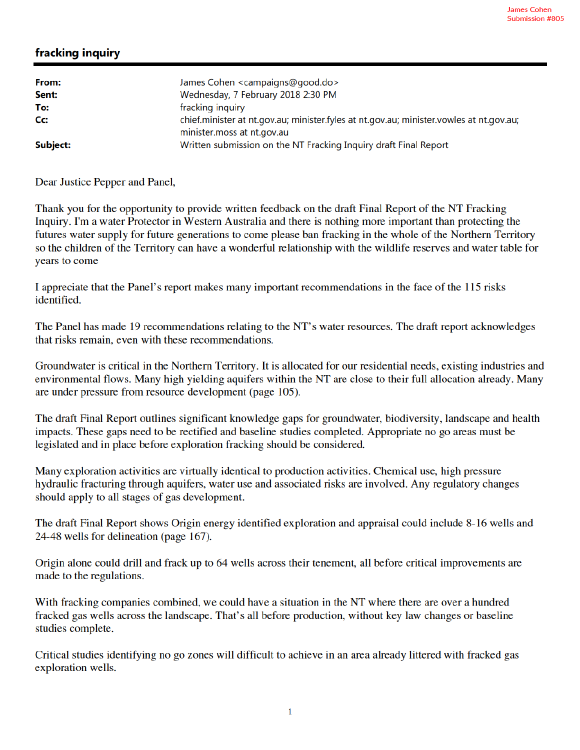James Cohen
Submission #805

## fracking inquiry

| | |
|---|---|
| **From:** | James Cohen <campaigns@good.do> |
| **Sent:** | Wednesday, 7 February 2018 2:30 PM |
| **To:** | fracking inquiry |
| **Cc:** | chief.minister at nt.gov.au; minister.fyles at nt.gov.au; minister.vowles at nt.gov.au; minister.moss at nt.gov.au |
| **Subject:** | Written submission on the NT Fracking Inquiry draft Final Report |

Dear Justice Pepper and Panel,

Thank you for the opportunity to provide written feedback on the draft Final Report of the NT Fracking Inquiry. I'm a water Protector in Western Australia and there is nothing more important than protecting the futures water supply for future generations to come please ban fracking in the whole of the Northern Territory so the children of the Territory can have a wonderful relationship with the wildlife reserves and water table for years to come

I appreciate that the Panel's report makes many important recommendations in the face of the 115 risks identified.

The Panel has made 19 recommendations relating to the NT's water resources. The draft report acknowledges that risks remain, even with these recommendations.

Groundwater is critical in the Northern Territory. It is allocated for our residential needs, existing industries and environmental flows. Many high yielding aquifers within the NT are close to their full allocation already. Many are under pressure from resource development (page 105).

The draft Final Report outlines significant knowledge gaps for groundwater, biodiversity, landscape and health impacts. These gaps need to be rectified and baseline studies completed. Appropriate no go areas must be legislated and in place before exploration fracking should be considered.

Many exploration activities are virtually identical to production activities. Chemical use, high pressure hydraulic fracturing through aquifers, water use and associated risks are involved. Any regulatory changes should apply to all stages of gas development.

The draft Final Report shows Origin energy identified exploration and appraisal could include 8-16 wells and 24-48 wells for delineation (page 167).

Origin alone could drill and frack up to 64 wells across their tenement, all before critical improvements are made to the regulations.

With fracking companies combined, we could have a situation in the NT where there are over a hundred fracked gas wells across the landscape. That's all before production, without key law changes or baseline studies complete.

Critical studies identifying no go zones will difficult to achieve in an area already littered with fracked gas exploration wells.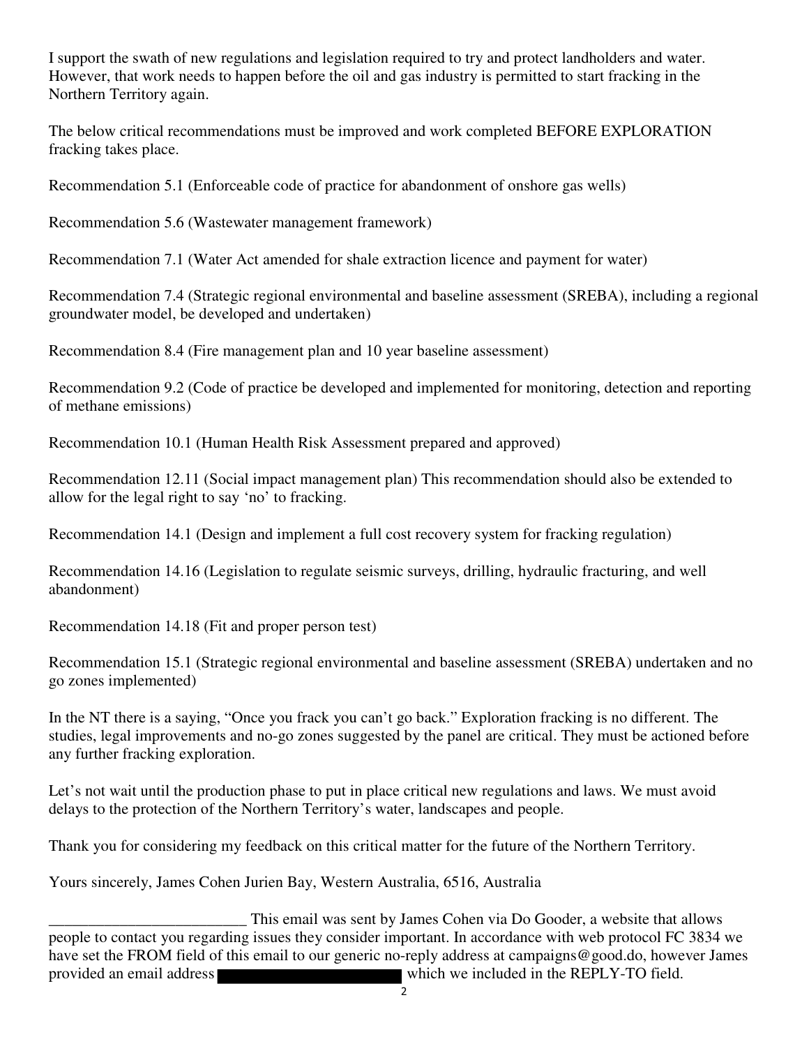I support the swath of new regulations and legislation required to try and protect landholders and water. However, that work needs to happen before the oil and gas industry is permitted to start fracking in the Northern Territory again.

The below critical recommendations must be improved and work completed BEFORE EXPLORATION fracking takes place.

Recommendation 5.1 (Enforceable code of practice for abandonment of onshore gas wells)

Recommendation 5.6 (Wastewater management framework)

Recommendation 7.1 (Water Act amended for shale extraction licence and payment for water)

Recommendation 7.4 (Strategic regional environmental and baseline assessment (SREBA), including a regional groundwater model, be developed and undertaken)

Recommendation 8.4 (Fire management plan and 10 year baseline assessment)

Recommendation 9.2 (Code of practice be developed and implemented for monitoring, detection and reporting of methane emissions)

Recommendation 10.1 (Human Health Risk Assessment prepared and approved)

Recommendation 12.11 (Social impact management plan) This recommendation should also be extended to allow for the legal right to say 'no' to fracking.

Recommendation 14.1 (Design and implement a full cost recovery system for fracking regulation)

Recommendation 14.16 (Legislation to regulate seismic surveys, drilling, hydraulic fracturing, and well abandonment)

Recommendation 14.18 (Fit and proper person test)

Recommendation 15.1 (Strategic regional environmental and baseline assessment (SREBA) undertaken and no go zones implemented)

In the NT there is a saying, "Once you frack you can't go back." Exploration fracking is no different. The studies, legal improvements and no-go zones suggested by the panel are critical. They must be actioned before any further fracking exploration.

Let's not wait until the production phase to put in place critical new regulations and laws. We must avoid delays to the protection of the Northern Territory's water, landscapes and people.

Thank you for considering my feedback on this critical matter for the future of the Northern Territory.

Yours sincerely, James Cohen Jurien Bay, Western Australia, 6516, Australia

_________________________ This email was sent by James Cohen via Do Gooder, a website that allows people to contact you regarding issues they consider important. In accordance with web protocol FC 3834 we have set the FROM field of this email to our generic no-reply address at campaigns@good.do, however James provided an email address [REDACTED] which we included in the REPLY-TO field.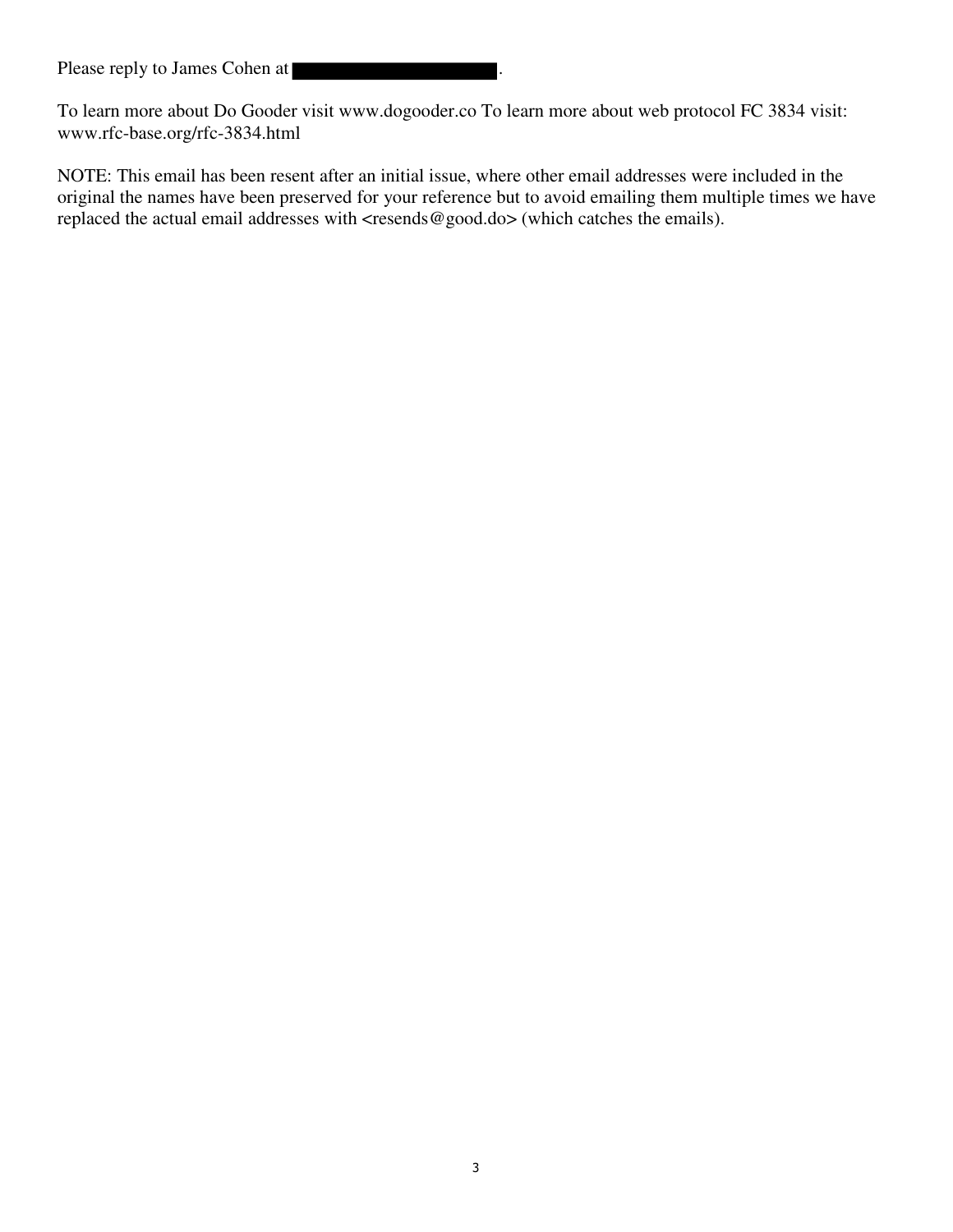Please reply to James Cohen at ████████████████.

To learn more about Do Gooder visit www.dogooder.co To learn more about web protocol FC 3834 visit: www.rfc-base.org/rfc-3834.html

NOTE: This email has been resent after an initial issue, where other email addresses were included in the original the names have been preserved for your reference but to avoid emailing them multiple times we have replaced the actual email addresses with <resends@good.do> (which catches the emails).